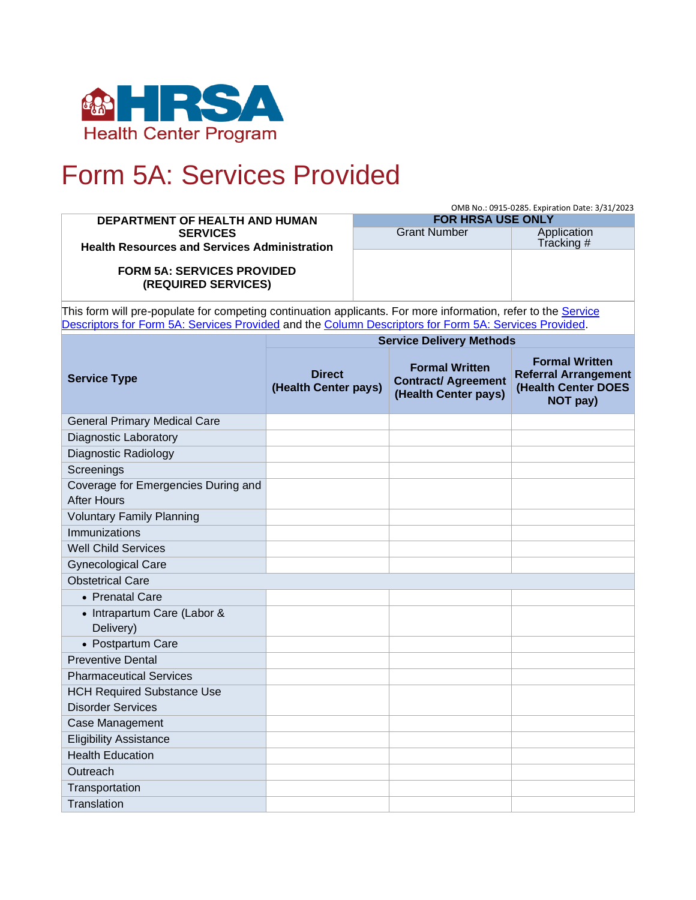HRSA Health Center Program

# Form 5A: Services Provided

OMB No.: 0915-0285. Expiration Date: 3/31/2023

| DEPARTMENT OF HEALTH AND HUMAN SERVICES<br>Health Resources and Services Administration<br><br>FORM 5A: SERVICES PROVIDED<br>(REQUIRED SERVICES) | FOR HRSA USE ONLY | |
|---|---|---|
| | Grant Number | Application Tracking # |
| | | |

This form will pre-populate for competing continuation applicants. For more information, refer to the Service Descriptors for Form 5A: Services Provided and the Column Descriptors for Form 5A: Services Provided.

| Service Type | Service Delivery Methods | | |
|---|---|---|---|
| | **Direct (Health Center pays)** | **Formal Written Contract/ Agreement (Health Center pays)** | **Formal Written Referral Arrangement (Health Center DOES NOT pay)** |
| General Primary Medical Care | | | |
| Diagnostic Laboratory | | | |
| Diagnostic Radiology | | | |
| Screenings | | | |
| Coverage for Emergencies During and After Hours | | | |
| Voluntary Family Planning | | | |
| Immunizations | | | |
| Well Child Services | | | |
| Gynecological Care | | | |
| Obstetrical Care | | | |
| • Prenatal Care | | | |
| • Intrapartum Care (Labor & Delivery) | | | |
| • Postpartum Care | | | |
| Preventive Dental | | | |
| Pharmaceutical Services | | | |
| HCH Required Substance Use Disorder Services | | | |
| Case Management | | | |
| Eligibility Assistance | | | |
| Health Education | | | |
| Outreach | | | |
| Transportation | | | |
| Translation | | | |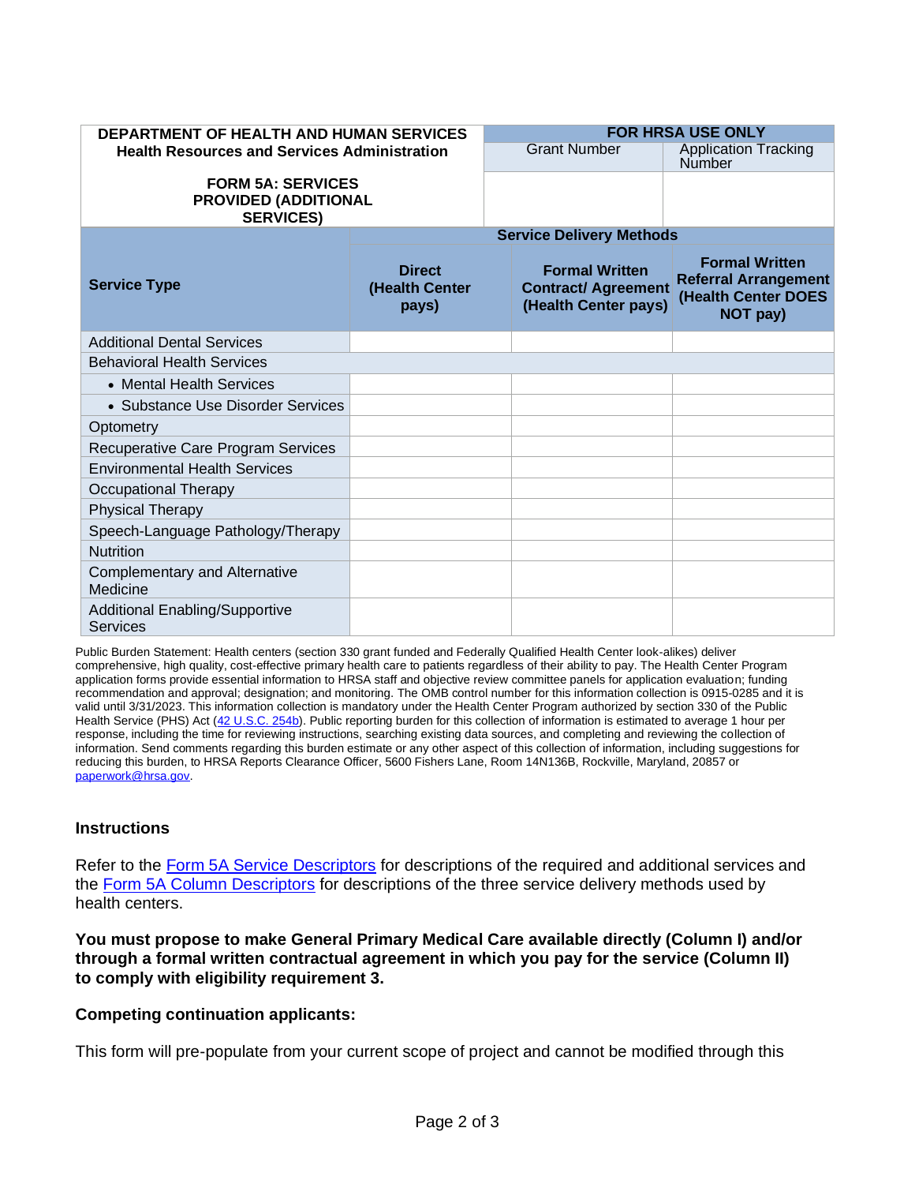| DEPARTMENT OF HEALTH AND HUMAN SERVICES<br>Health Resources and Services Administration<br><br>FORM 5A: SERVICES PROVIDED (ADDITIONAL SERVICES) | FOR HRSA USE ONLY | |
|---|---|---|
| | Grant Number | Application Tracking Number |
| | | |

| Service Type | Service Delivery Methods | | |
|---|---|---|---|
| | **Direct (Health Center pays)** | **Formal Written Contract/ Agreement (Health Center pays)** | **Formal Written Referral Arrangement (Health Center DOES NOT pay)** |
| Additional Dental Services | | | |
| Behavioral Health Services | | | |
| • Mental Health Services | | | |
| • Substance Use Disorder Services | | | |
| Optometry | | | |
| Recuperative Care Program Services | | | |
| Environmental Health Services | | | |
| Occupational Therapy | | | |
| Physical Therapy | | | |
| Speech-Language Pathology/Therapy | | | |
| Nutrition | | | |
| Complementary and Alternative Medicine | | | |
| Additional Enabling/Supportive Services | | | |

Public Burden Statement: Health centers (section 330 grant funded and Federally Qualified Health Center look-alikes) deliver comprehensive, high quality, cost-effective primary health care to patients regardless of their ability to pay. The Health Center Program application forms provide essential information to HRSA staff and objective review committee panels for application evaluation; funding recommendation and approval; designation; and monitoring. The OMB control number for this information collection is 0915-0285 and it is valid until 3/31/2023. This information collection is mandatory under the Health Center Program authorized by section 330 of the Public Health Service (PHS) Act (42 U.S.C. 254b). Public reporting burden for this collection of information is estimated to average 1 hour per response, including the time for reviewing instructions, searching existing data sources, and completing and reviewing the collection of information. Send comments regarding this burden estimate or any other aspect of this collection of information, including suggestions for reducing this burden, to HRSA Reports Clearance Officer, 5600 Fishers Lane, Room 14N136B, Rockville, Maryland, 20857 or paperwork@hrsa.gov.

### Instructions

Refer to the Form 5A Service Descriptors for descriptions of the required and additional services and the Form 5A Column Descriptors for descriptions of the three service delivery methods used by health centers.

**You must propose to make General Primary Medical Care available directly (Column I) and/or through a formal written contractual agreement in which you pay for the service (Column II) to comply with eligibility requirement 3.**

**Competing continuation applicants:**

This form will pre-populate from your current scope of project and cannot be modified through this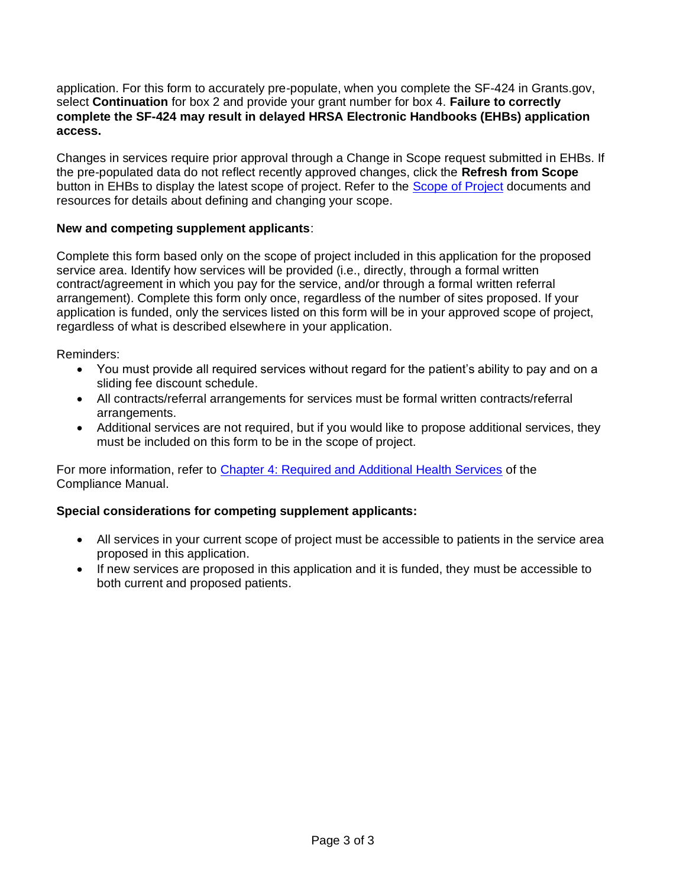application. For this form to accurately pre-populate, when you complete the SF-424 in Grants.gov, select **Continuation** for box 2 and provide your grant number for box 4. **Failure to correctly complete the SF-424 may result in delayed HRSA Electronic Handbooks (EHBs) application access.**

Changes in services require prior approval through a Change in Scope request submitted in EHBs. If the pre-populated data do not reflect recently approved changes, click the **Refresh from Scope** button in EHBs to display the latest scope of project. Refer to the [Scope of Project] documents and resources for details about defining and changing your scope.

**New and competing supplement applicants**:

Complete this form based only on the scope of project included in this application for the proposed service area. Identify how services will be provided (i.e., directly, through a formal written contract/agreement in which you pay for the service, and/or through a formal written referral arrangement). Complete this form only once, regardless of the number of sites proposed. If your application is funded, only the services listed on this form will be in your approved scope of project, regardless of what is described elsewhere in your application.

Reminders:

- You must provide all required services without regard for the patient's ability to pay and on a sliding fee discount schedule.
- All contracts/referral arrangements for services must be formal written contracts/referral arrangements.
- Additional services are not required, but if you would like to propose additional services, they must be included on this form to be in the scope of project.

For more information, refer to [Chapter 4: Required and Additional Health Services] of the Compliance Manual.

**Special considerations for competing supplement applicants:**

- All services in your current scope of project must be accessible to patients in the service area proposed in this application.
- If new services are proposed in this application and it is funded, they must be accessible to both current and proposed patients.